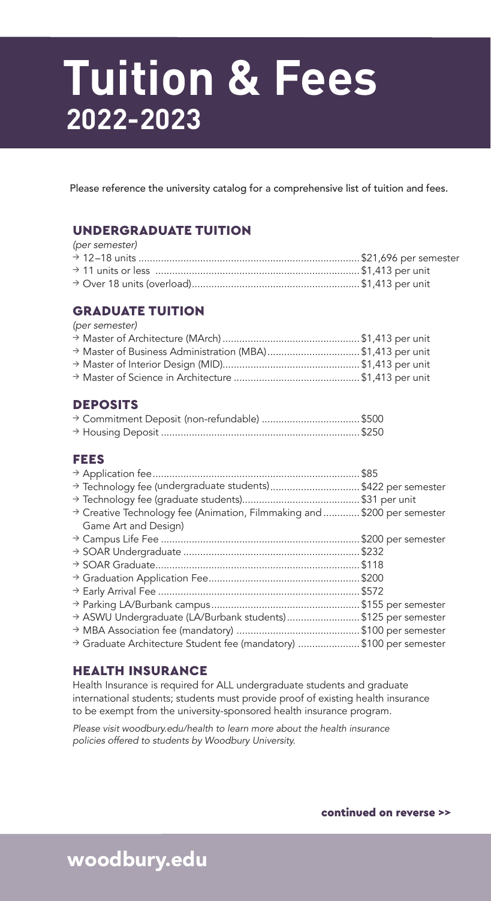# Tuition & Fees
## 2022-2023

Please reference the university catalog for a comprehensive list of tuition and fees.

### UNDERGRADUATE TUITION

*(per semester)*

| Item | Amount |
|---|---|
| → 12–18 units | $21,696 per semester |
| → 11 units or less | $1,413 per unit |
| → Over 18 units (overload) | $1,413 per unit |

### GRADUATE TUITION

*(per semester)*

| Item | Amount |
|---|---|
| → Master of Architecture (MArch) | $1,413 per unit |
| → Master of Business Administration (MBA) | $1,413 per unit |
| → Master of Interior Design (MID) | $1,413 per unit |
| → Master of Science in Architecture | $1,413 per unit |

### DEPOSITS

| Item | Amount |
|---|---|
| → Commitment Deposit (non-refundable) | $500 |
| → Housing Deposit | $250 |

### FEES

| Item | Amount |
|---|---|
| → Application fee | $85 |
| → Technology fee (undergraduate students) | $422 per semester |
| → Technology fee (graduate students) | $31 per unit |
| → Creative Technology fee (Animation, Filmmaking and Game Art and Design) | $200 per semester |
| → Campus Life Fee | $200 per semester |
| → SOAR Undergraduate | $232 |
| → SOAR Graduate | $118 |
| → Graduation Application Fee | $200 |
| → Early Arrival Fee | $572 |
| → Parking LA/Burbank campus | $155 per semester |
| → ASWU Undergraduate (LA/Burbank students) | $125 per semester |
| → MBA Association fee (mandatory) | $100 per semester |
| → Graduate Architecture Student fee (mandatory) | $100 per semester |

### HEALTH INSURANCE

Health Insurance is required for ALL undergraduate students and graduate international students; students must provide proof of existing health insurance to be exempt from the university-sponsored health insurance program.

*Please visit woodbury.edu/health to learn more about the health insurance policies offered to students by Woodbury University.*

**continued on reverse >>**

**woodbury.edu**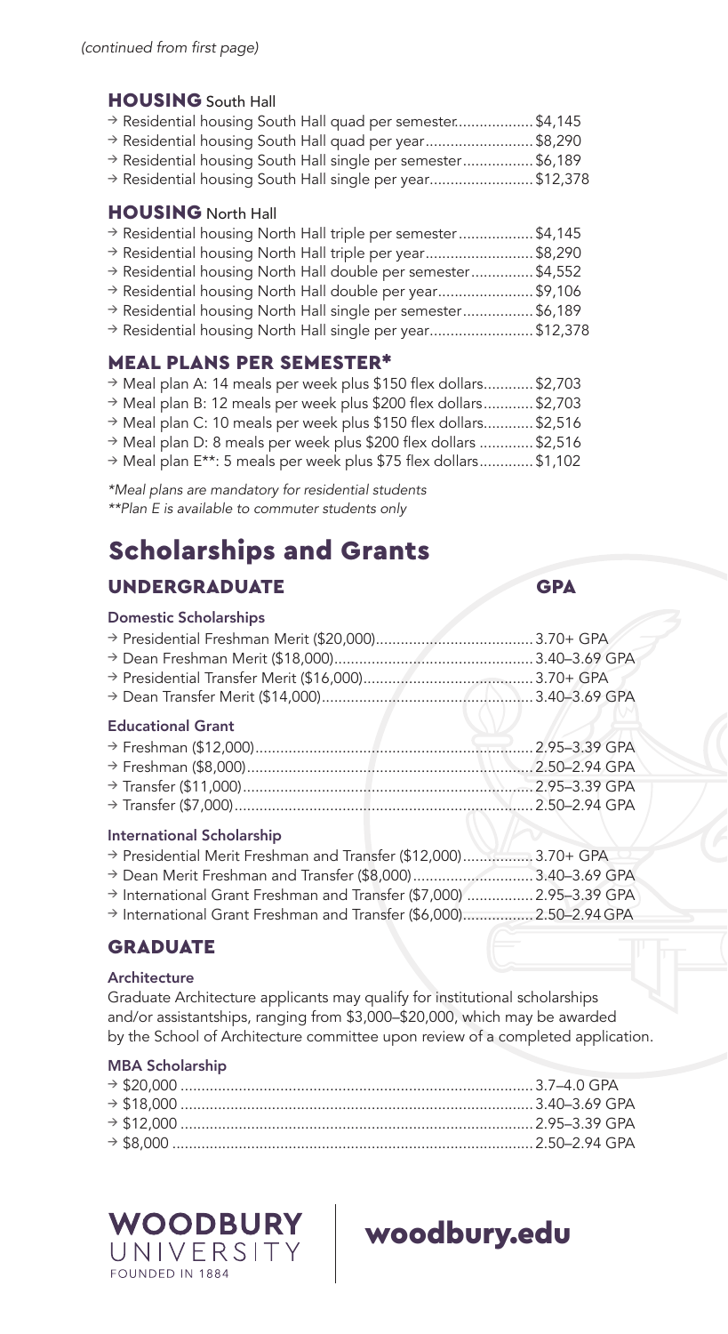*(continued from first page)*

## HOUSING South Hall

- → Residential housing South Hall quad per semester .................. $4,145
- → Residential housing South Hall quad per year .......................... $8,290
- → Residential housing South Hall single per semester ................. $6,189
- → Residential housing South Hall single per year ......................... $12,378

## HOUSING North Hall

- → Residential housing North Hall triple per semester .................. $4,145
- → Residential housing North Hall triple per year .......................... $8,290
- → Residential housing North Hall double per semester ............... $4,552
- → Residential housing North Hall double per year ....................... $9,106
- → Residential housing North Hall single per semester ................. $6,189
- → Residential housing North Hall single per year ......................... $12,378

## MEAL PLANS PER SEMESTER*

- → Meal plan A: 14 meals per week plus $150 flex dollars ............ $2,703
- → Meal plan B: 12 meals per week plus $200 flex dollars ............ $2,703
- → Meal plan C: 10 meals per week plus $150 flex dollars ............ $2,516
- → Meal plan D: 8 meals per week plus $200 flex dollars ............. $2,516
- → Meal plan E**: 5 meals per week plus $75 flex dollars ............. $1,102

*\*Meal plans are mandatory for residential students*
*\*\*Plan E is available to commuter students only*

# Scholarships and Grants

## UNDERGRADUATE — GPA

### Domestic Scholarships

- → Presidential Freshman Merit ($20,000) ...................................... 3.70+ GPA
- → Dean Freshman Merit ($18,000) ................................................ 3.40–3.69 GPA
- → Presidential Transfer Merit ($16,000) ......................................... 3.70+ GPA
- → Dean Transfer Merit ($14,000) ................................................... 3.40–3.69 GPA

### Educational Grant

- → Freshman ($12,000) .................................................................. 2.95–3.39 GPA
- → Freshman ($8,000) .................................................................... 2.50–2.94 GPA
- → Transfer ($11,000) ..................................................................... 2.95–3.39 GPA
- → Transfer ($7,000) ....................................................................... 2.50–2.94 GPA

### International Scholarship

- → Presidential Merit Freshman and Transfer ($12,000) ................ 3.70+ GPA
- → Dean Merit Freshman and Transfer ($8,000) ............................ 3.40–3.69 GPA
- → International Grant Freshman and Transfer ($7,000) ................ 2.95–3.39 GPA
- → International Grant Freshman and Transfer ($6,000) ................ 2.50–2.94 GPA

## GRADUATE

### Architecture

Graduate Architecture applicants may qualify for institutional scholarships and/or assistantships, ranging from $3,000–$20,000, which may be awarded by the School of Architecture committee upon review of a completed application.

### MBA Scholarship

- → $20,000 ..................................................................................... 3.7–4.0 GPA
- → $18,000 ..................................................................................... 3.40–3.69 GPA
- → $12,000 ..................................................................................... 2.95–3.39 GPA
- → $8,000 ....................................................................................... 2.50–2.94 GPA

WOODBURY UNIVERSITY
FOUNDED IN 1884

woodbury.edu